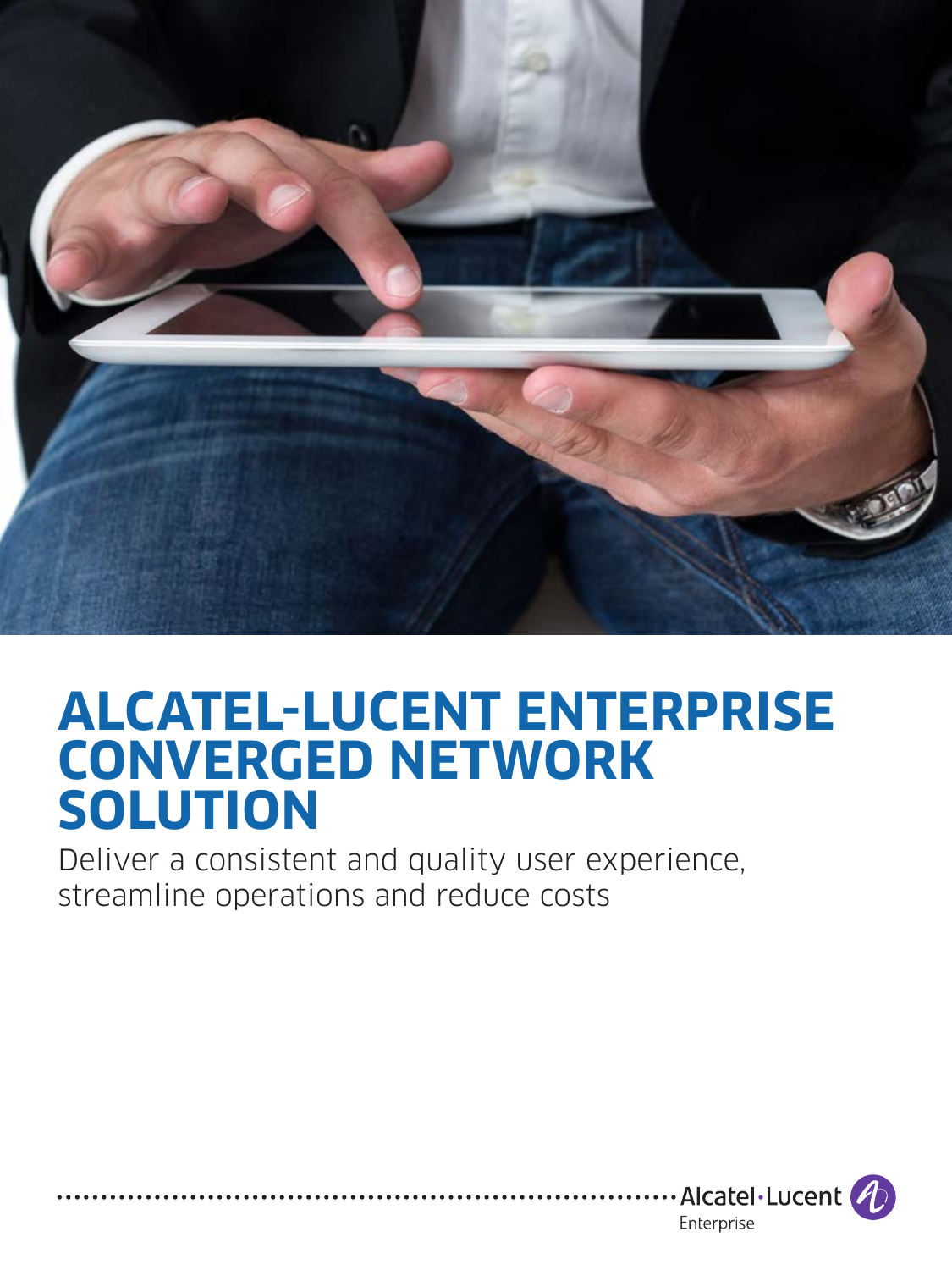# ALCATEL-LUCENT ENTERPRISE CONVERGED NETWORK SOLUTION

Deliver a consistent and quality user experience, streamline operations and reduce costs

Alcatel·Lucent Enterprise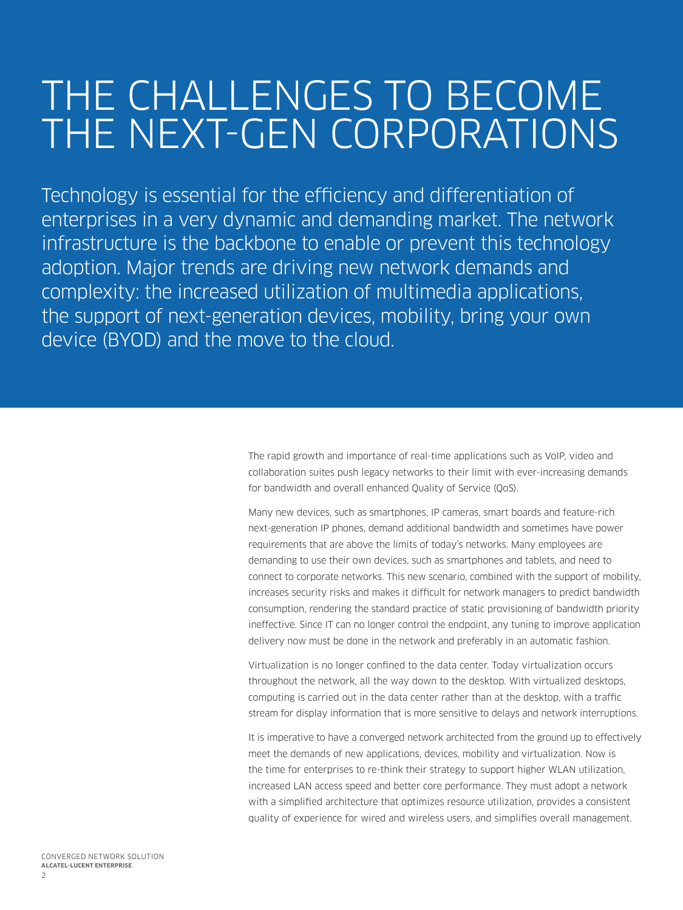# THE CHALLENGES TO BECOME THE NEXT-GEN CORPORATIONS

Technology is essential for the efficiency and differentiation of enterprises in a very dynamic and demanding market. The network infrastructure is the backbone to enable or prevent this technology adoption. Major trends are driving new network demands and complexity: the increased utilization of multimedia applications, the support of next-generation devices, mobility, bring your own device (BYOD) and the move to the cloud.

The rapid growth and importance of real-time applications such as VoIP, video and collaboration suites push legacy networks to their limit with ever-increasing demands for bandwidth and overall enhanced Quality of Service (QoS).

Many new devices, such as smartphones, IP cameras, smart boards and feature-rich next-generation IP phones, demand additional bandwidth and sometimes have power requirements that are above the limits of today's networks. Many employees are demanding to use their own devices, such as smartphones and tablets, and need to connect to corporate networks. This new scenario, combined with the support of mobility, increases security risks and makes it difficult for network managers to predict bandwidth consumption, rendering the standard practice of static provisioning of bandwidth priority ineffective. Since IT can no longer control the endpoint, any tuning to improve application delivery now must be done in the network and preferably in an automatic fashion.

Virtualization is no longer confined to the data center. Today virtualization occurs throughout the network, all the way down to the desktop. With virtualized desktops, computing is carried out in the data center rather than at the desktop, with a traffic stream for display information that is more sensitive to delays and network interruptions.

It is imperative to have a converged network architected from the ground up to effectively meet the demands of new applications, devices, mobility and virtualization. Now is the time for enterprises to re-think their strategy to support higher WLAN utilization, increased LAN access speed and better core performance. They must adopt a network with a simplified architecture that optimizes resource utilization, provides a consistent quality of experience for wired and wireless users, and simplifies overall management.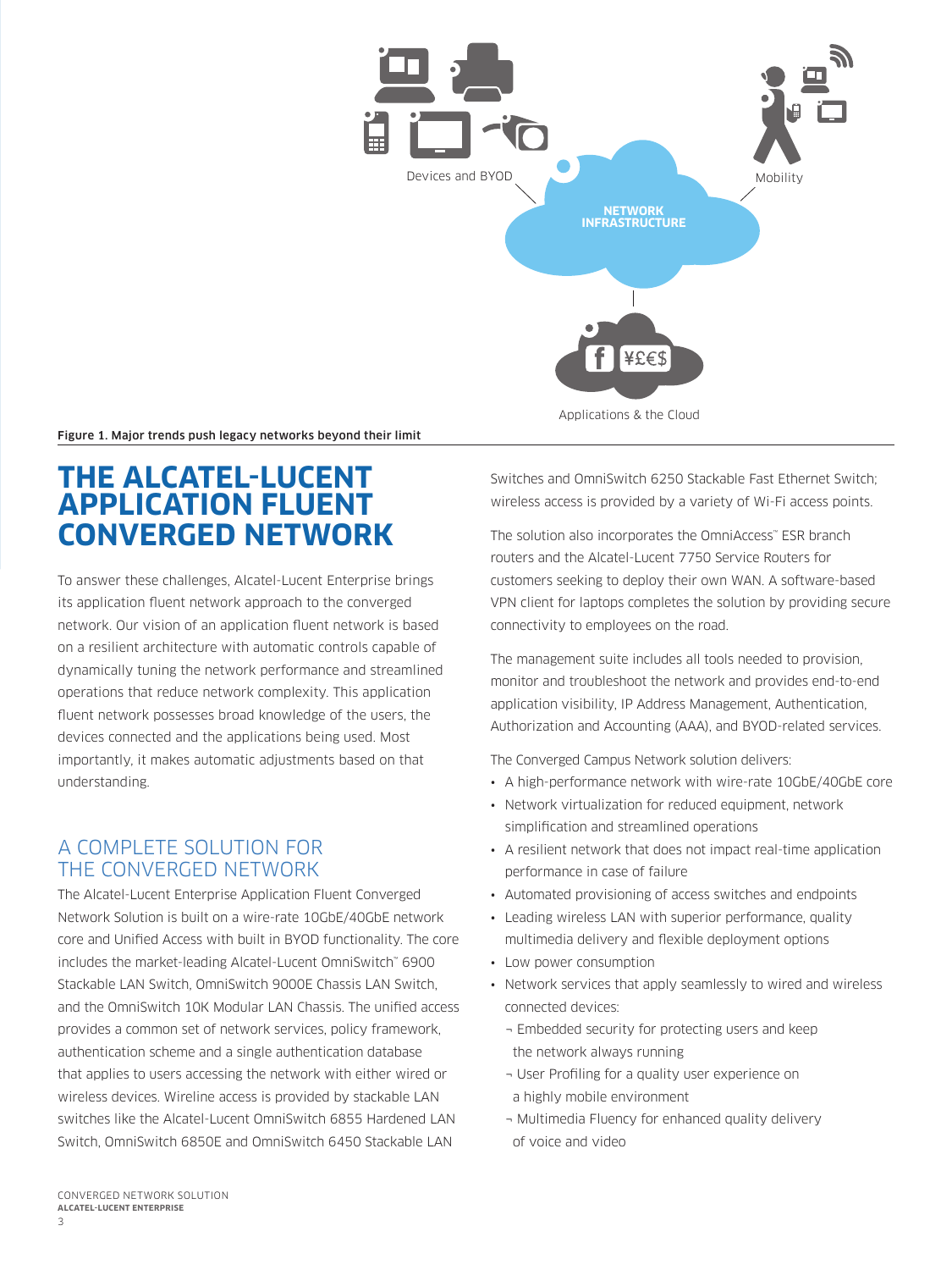Figure 1. Major trends push legacy networks beyond their limit

# THE ALCATEL-LUCENT APPLICATION FLUENT CONVERGED NETWORK

To answer these challenges, Alcatel-Lucent Enterprise brings its application fluent network approach to the converged network. Our vision of an application fluent network is based on a resilient architecture with automatic controls capable of dynamically tuning the network performance and streamlined operations that reduce network complexity. This application fluent network possesses broad knowledge of the users, the devices connected and the applications being used. Most importantly, it makes automatic adjustments based on that understanding.

## A COMPLETE SOLUTION FOR THE CONVERGED NETWORK

The Alcatel-Lucent Enterprise Application Fluent Converged Network Solution is built on a wire-rate 10GbE/40GbE network core and Unified Access with built in BYOD functionality. The core includes the market-leading Alcatel-Lucent OmniSwitch™ 6900 Stackable LAN Switch, OmniSwitch 9000E Chassis LAN Switch, and the OmniSwitch 10K Modular LAN Chassis. The unified access provides a common set of network services, policy framework, authentication scheme and a single authentication database that applies to users accessing the network with either wired or wireless devices. Wireline access is provided by stackable LAN switches like the Alcatel-Lucent OmniSwitch 6855 Hardened LAN Switch, OmniSwitch 6850E and OmniSwitch 6450 Stackable LAN Switches and OmniSwitch 6250 Stackable Fast Ethernet Switch; wireless access is provided by a variety of Wi-Fi access points.

The solution also incorporates the OmniAccess™ ESR branch routers and the Alcatel-Lucent 7750 Service Routers for customers seeking to deploy their own WAN. A software-based VPN client for laptops completes the solution by providing secure connectivity to employees on the road.

The management suite includes all tools needed to provision, monitor and troubleshoot the network and provides end-to-end application visibility, IP Address Management, Authentication, Authorization and Accounting (AAA), and BYOD-related services.

The Converged Campus Network solution delivers:

- A high-performance network with wire-rate 10GbE/40GbE core
- Network virtualization for reduced equipment, network simplification and streamlined operations
- A resilient network that does not impact real-time application performance in case of failure
- Automated provisioning of access switches and endpoints
- Leading wireless LAN with superior performance, quality multimedia delivery and flexible deployment options
- Low power consumption
- Network services that apply seamlessly to wired and wireless connected devices:
  - Embedded security for protecting users and keep the network always running
  - User Profiling for a quality user experience on a highly mobile environment
  - Multimedia Fluency for enhanced quality delivery of voice and video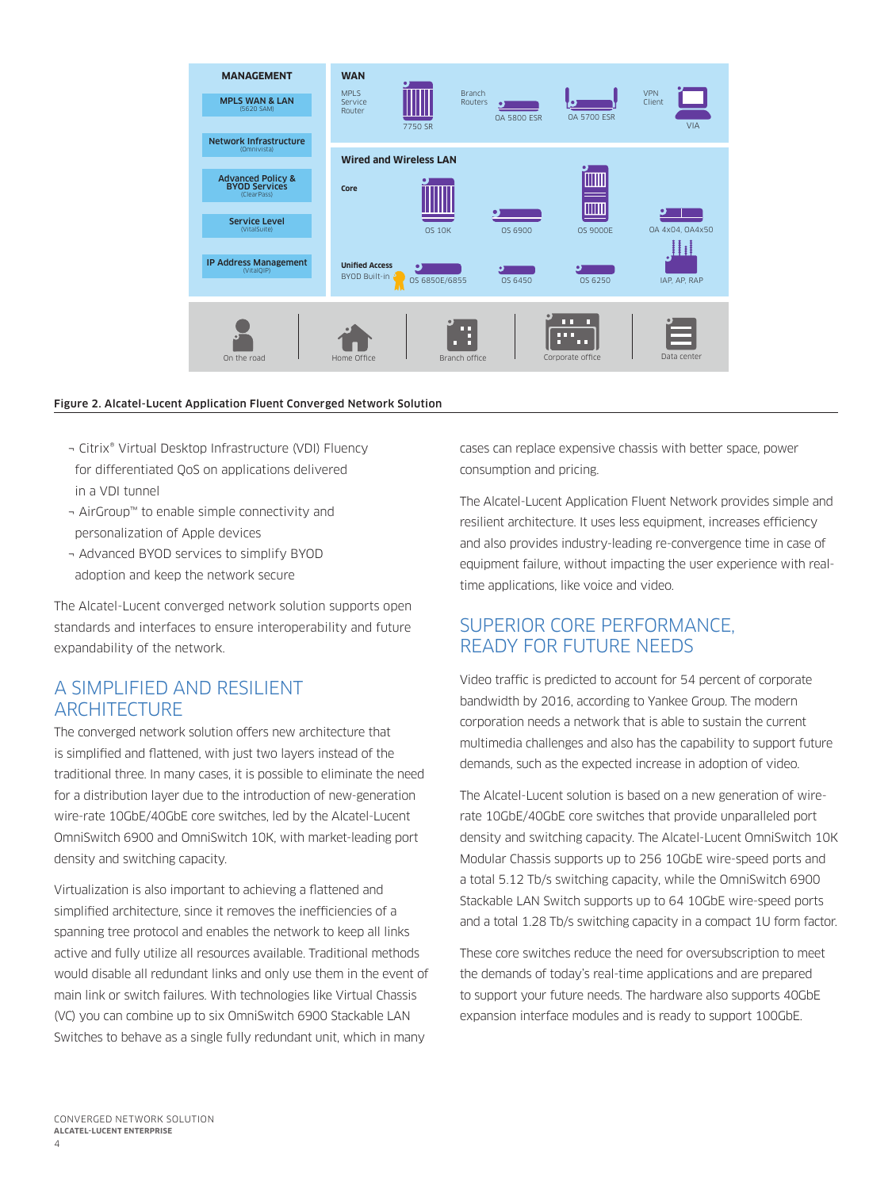**Figure 2. Alcatel-Lucent Application Fluent Converged Network Solution**

- Citrix® Virtual Desktop Infrastructure (VDI) Fluency for differentiated QoS on applications delivered in a VDI tunnel
- AirGroup™ to enable simple connectivity and personalization of Apple devices
- Advanced BYOD services to simplify BYOD adoption and keep the network secure

The Alcatel-Lucent converged network solution supports open standards and interfaces to ensure interoperability and future expandability of the network.

## A SIMPLIFIED AND RESILIENT ARCHITECTURE

The converged network solution offers new architecture that is simplified and flattened, with just two layers instead of the traditional three. In many cases, it is possible to eliminate the need for a distribution layer due to the introduction of new-generation wire-rate 10GbE/40GbE core switches, led by the Alcatel-Lucent OmniSwitch 6900 and OmniSwitch 10K, with market-leading port density and switching capacity.

Virtualization is also important to achieving a flattened and simplified architecture, since it removes the inefficiencies of a spanning tree protocol and enables the network to keep all links active and fully utilize all resources available. Traditional methods would disable all redundant links and only use them in the event of main link or switch failures. With technologies like Virtual Chassis (VC) you can combine up to six OmniSwitch 6900 Stackable LAN Switches to behave as a single fully redundant unit, which in many cases can replace expensive chassis with better space, power consumption and pricing.

The Alcatel-Lucent Application Fluent Network provides simple and resilient architecture. It uses less equipment, increases efficiency and also provides industry-leading re-convergence time in case of equipment failure, without impacting the user experience with real-time applications, like voice and video.

## SUPERIOR CORE PERFORMANCE, READY FOR FUTURE NEEDS

Video traffic is predicted to account for 54 percent of corporate bandwidth by 2016, according to Yankee Group. The modern corporation needs a network that is able to sustain the current multimedia challenges and also has the capability to support future demands, such as the expected increase in adoption of video.

The Alcatel-Lucent solution is based on a new generation of wire-rate 10GbE/40GbE core switches that provide unparalleled port density and switching capacity. The Alcatel-Lucent OmniSwitch 10K Modular Chassis supports up to 256 10GbE wire-speed ports and a total 5.12 Tb/s switching capacity, while the OmniSwitch 6900 Stackable LAN Switch supports up to 64 10GbE wire-speed ports and a total 1.28 Tb/s switching capacity in a compact 1U form factor.

These core switches reduce the need for oversubscription to meet the demands of today's real-time applications and are prepared to support your future needs. The hardware also supports 40GbE expansion interface modules and is ready to support 100GbE.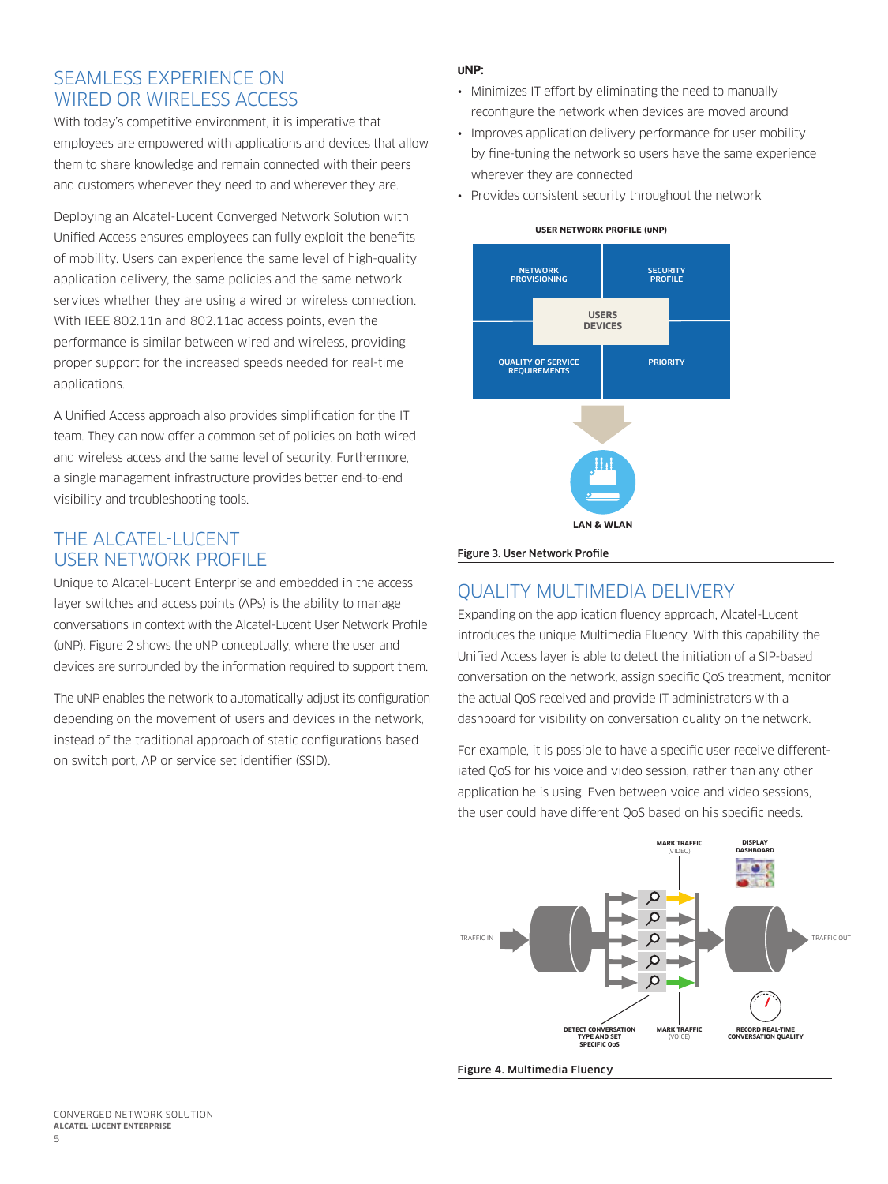## SEAMLESS EXPERIENCE ON WIRED OR WIRELESS ACCESS

With today's competitive environment, it is imperative that employees are empowered with applications and devices that allow them to share knowledge and remain connected with their peers and customers whenever they need to and wherever they are.

Deploying an Alcatel-Lucent Converged Network Solution with Unified Access ensures employees can fully exploit the benefits of mobility. Users can experience the same level of high-quality application delivery, the same policies and the same network services whether they are using a wired or wireless connection. With IEEE 802.11n and 802.11ac access points, even the performance is similar between wired and wireless, providing proper support for the increased speeds needed for real-time applications.

A Unified Access approach also provides simplification for the IT team. They can now offer a common set of policies on both wired and wireless access and the same level of security. Furthermore, a single management infrastructure provides better end-to-end visibility and troubleshooting tools.

## THE ALCATEL-LUCENT USER NETWORK PROFILE

Unique to Alcatel-Lucent Enterprise and embedded in the access layer switches and access points (APs) is the ability to manage conversations in context with the Alcatel-Lucent User Network Profile (uNP). Figure 2 shows the uNP conceptually, where the user and devices are surrounded by the information required to support them.

The uNP enables the network to automatically adjust its configuration depending on the movement of users and devices in the network, instead of the traditional approach of static configurations based on switch port, AP or service set identifier (SSID).

**uNP:**

- Minimizes IT effort by eliminating the need to manually reconfigure the network when devices are moved around
- Improves application delivery performance for user mobility by fine-tuning the network so users have the same experience wherever they are connected
- Provides consistent security throughout the network

USER NETWORK PROFILE (uNP)

NETWORK PROVISIONING | SECURITY PROFILE | USERS DEVICES | QUALITY OF SERVICE REQUIREMENTS | PRIORITY

LAN & WLAN

Figure 3. User Network Profile

## QUALITY MULTIMEDIA DELIVERY

Expanding on the application fluency approach, Alcatel-Lucent introduces the unique Multimedia Fluency. With this capability the Unified Access layer is able to detect the initiation of a SIP-based conversation on the network, assign specific QoS treatment, monitor the actual QoS received and provide IT administrators with a dashboard for visibility on conversation quality on the network.

For example, it is possible to have a specific user receive differentiated QoS for his voice and video session, rather than any other application he is using. Even between voice and video sessions, the user could have different QoS based on his specific needs.

TRAFFIC IN | MARK TRAFFIC (VIDEO) | DISPLAY DASHBOARD | TRAFFIC OUT | DETECT CONVERSATION TYPE AND SET SPECIFIC QoS | MARK TRAFFIC (VOICE) | RECORD REAL-TIME CONVERSATION QUALITY

Figure 4. Multimedia Fluency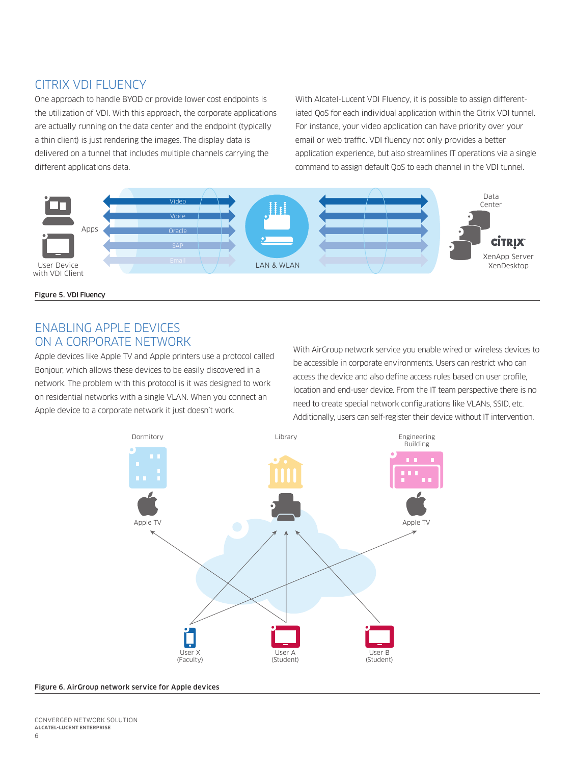## CITRIX VDI FLUENCY

One approach to handle BYOD or provide lower cost endpoints is the utilization of VDI. With this approach, the corporate applications are actually running on the data center and the endpoint (typically a thin client) is just rendering the images. The display data is delivered on a tunnel that includes multiple channels carrying the different applications data.

With Alcatel-Lucent VDI Fluency, it is possible to assign differentiated QoS for each individual application within the Citrix VDI tunnel. For instance, your video application can have priority over your email or web traffic. VDI fluency not only provides a better application experience, but also streamlines IT operations via a single command to assign default QoS to each channel in the VDI tunnel.

**Figure 5. VDI Fluency**

## ENABLING APPLE DEVICES ON A CORPORATE NETWORK

Apple devices like Apple TV and Apple printers use a protocol called Bonjour, which allows these devices to be easily discovered in a network. The problem with this protocol is it was designed to work on residential networks with a single VLAN. When you connect an Apple device to a corporate network it just doesn't work.

With AirGroup network service you enable wired or wireless devices to be accessible in corporate environments. Users can restrict who can access the device and also define access rules based on user profile, location and end-user device. From the IT team perspective there is no need to create special network configurations like VLANs, SSID, etc. Additionally, users can self-register their device without IT intervention.

**Figure 6. AirGroup network service for Apple devices**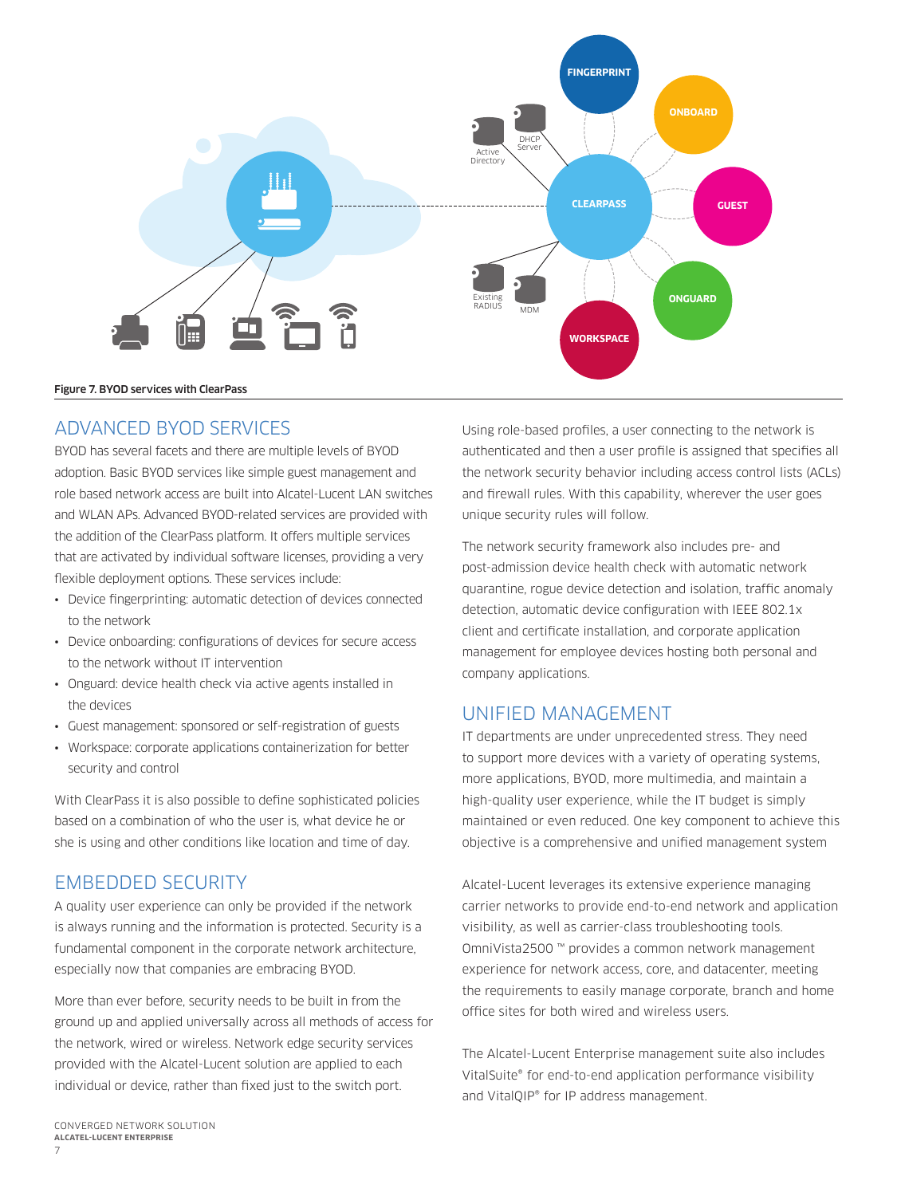Figure 7. BYOD services with ClearPass

## ADVANCED BYOD SERVICES

BYOD has several facets and there are multiple levels of BYOD adoption. Basic BYOD services like simple guest management and role based network access are built into Alcatel-Lucent LAN switches and WLAN APs. Advanced BYOD-related services are provided with the addition of the ClearPass platform. It offers multiple services that are activated by individual software licenses, providing a very flexible deployment options. These services include:

- Device fingerprinting: automatic detection of devices connected to the network
- Device onboarding: configurations of devices for secure access to the network without IT intervention
- Onguard: device health check via active agents installed in the devices
- Guest management: sponsored or self-registration of guests
- Workspace: corporate applications containerization for better security and control

With ClearPass it is also possible to define sophisticated policies based on a combination of who the user is, what device he or she is using and other conditions like location and time of day.

## EMBEDDED SECURITY

A quality user experience can only be provided if the network is always running and the information is protected. Security is a fundamental component in the corporate network architecture, especially now that companies are embracing BYOD.

More than ever before, security needs to be built in from the ground up and applied universally across all methods of access for the network, wired or wireless. Network edge security services provided with the Alcatel-Lucent solution are applied to each individual or device, rather than fixed just to the switch port.

Using role-based profiles, a user connecting to the network is authenticated and then a user profile is assigned that specifies all the network security behavior including access control lists (ACLs) and firewall rules. With this capability, wherever the user goes unique security rules will follow.

The network security framework also includes pre- and post-admission device health check with automatic network quarantine, rogue device detection and isolation, traffic anomaly detection, automatic device configuration with IEEE 802.1x client and certificate installation, and corporate application management for employee devices hosting both personal and company applications.

## UNIFIED MANAGEMENT

IT departments are under unprecedented stress. They need to support more devices with a variety of operating systems, more applications, BYOD, more multimedia, and maintain a high-quality user experience, while the IT budget is simply maintained or even reduced. One key component to achieve this objective is a comprehensive and unified management system

Alcatel-Lucent leverages its extensive experience managing carrier networks to provide end-to-end network and application visibility, as well as carrier-class troubleshooting tools. OmniVista2500 ™ provides a common network management experience for network access, core, and datacenter, meeting the requirements to easily manage corporate, branch and home office sites for both wired and wireless users.

The Alcatel-Lucent Enterprise management suite also includes VitalSuite® for end-to-end application performance visibility and VitalQIP® for IP address management.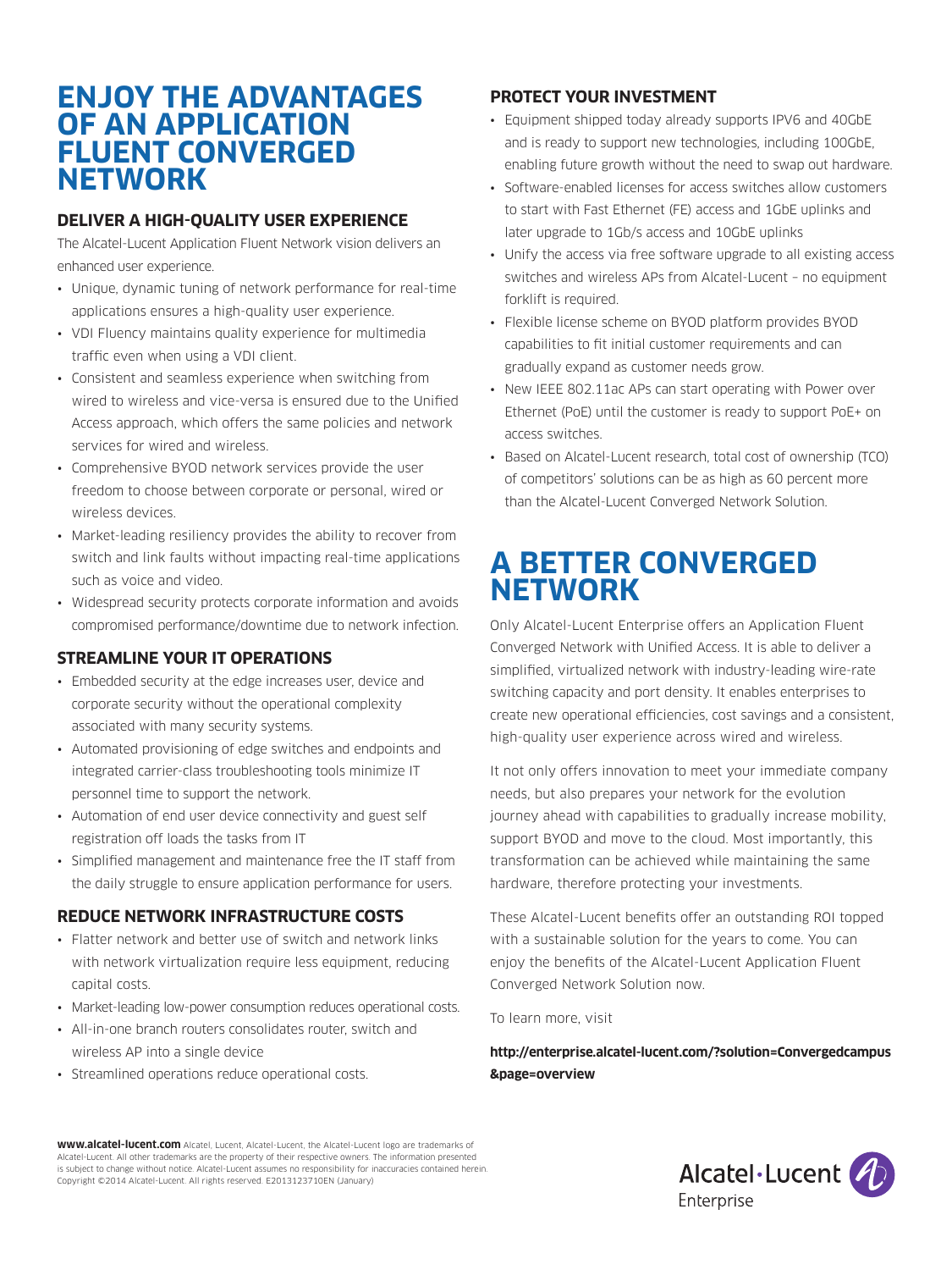# ENJOY THE ADVANTAGES OF AN APPLICATION FLUENT CONVERGED NETWORK

### DELIVER A HIGH-QUALITY USER EXPERIENCE

The Alcatel-Lucent Application Fluent Network vision delivers an enhanced user experience.

- Unique, dynamic tuning of network performance for real-time applications ensures a high-quality user experience.
- VDI Fluency maintains quality experience for multimedia traffic even when using a VDI client.
- Consistent and seamless experience when switching from wired to wireless and vice-versa is ensured due to the Unified Access approach, which offers the same policies and network services for wired and wireless.
- Comprehensive BYOD network services provide the user freedom to choose between corporate or personal, wired or wireless devices.
- Market-leading resiliency provides the ability to recover from switch and link faults without impacting real-time applications such as voice and video.
- Widespread security protects corporate information and avoids compromised performance/downtime due to network infection.

### STREAMLINE YOUR IT OPERATIONS

- Embedded security at the edge increases user, device and corporate security without the operational complexity associated with many security systems.
- Automated provisioning of edge switches and endpoints and integrated carrier-class troubleshooting tools minimize IT personnel time to support the network.
- Automation of end user device connectivity and guest self registration off loads the tasks from IT
- Simplified management and maintenance free the IT staff from the daily struggle to ensure application performance for users.

### REDUCE NETWORK INFRASTRUCTURE COSTS

- Flatter network and better use of switch and network links with network virtualization require less equipment, reducing capital costs.
- Market-leading low-power consumption reduces operational costs.
- All-in-one branch routers consolidates router, switch and wireless AP into a single device
- Streamlined operations reduce operational costs.

### PROTECT YOUR INVESTMENT

- Equipment shipped today already supports IPV6 and 40GbE and is ready to support new technologies, including 100GbE, enabling future growth without the need to swap out hardware.
- Software-enabled licenses for access switches allow customers to start with Fast Ethernet (FE) access and 1GbE uplinks and later upgrade to 1Gb/s access and 10GbE uplinks
- Unify the access via free software upgrade to all existing access switches and wireless APs from Alcatel-Lucent – no equipment forklift is required.
- Flexible license scheme on BYOD platform provides BYOD capabilities to fit initial customer requirements and can gradually expand as customer needs grow.
- New IEEE 802.11ac APs can start operating with Power over Ethernet (PoE) until the customer is ready to support PoE+ on access switches.
- Based on Alcatel-Lucent research, total cost of ownership (TCO) of competitors' solutions can be as high as 60 percent more than the Alcatel-Lucent Converged Network Solution.

# A BETTER CONVERGED NETWORK

Only Alcatel-Lucent Enterprise offers an Application Fluent Converged Network with Unified Access. It is able to deliver a simplified, virtualized network with industry-leading wire-rate switching capacity and port density. It enables enterprises to create new operational efficiencies, cost savings and a consistent, high-quality user experience across wired and wireless.

It not only offers innovation to meet your immediate company needs, but also prepares your network for the evolution journey ahead with capabilities to gradually increase mobility, support BYOD and move to the cloud. Most importantly, this transformation can be achieved while maintaining the same hardware, therefore protecting your investments.

These Alcatel-Lucent benefits offer an outstanding ROI topped with a sustainable solution for the years to come. You can enjoy the benefits of the Alcatel-Lucent Application Fluent Converged Network Solution now.

To learn more, visit

**http://enterprise.alcatel-lucent.com/?solution=Convergedcampus&page=overview**

**www.alcatel-lucent.com** Alcatel, Lucent, Alcatel-Lucent, the Alcatel-Lucent logo are trademarks of Alcatel-Lucent. All other trademarks are the property of their respective owners. The information presented is subject to change without notice. Alcatel-Lucent assumes no responsibility for inaccuracies contained herein. Copyright ©2014 Alcatel-Lucent. All rights reserved. E2013123710EN (January)

Alcatel·Lucent Enterprise